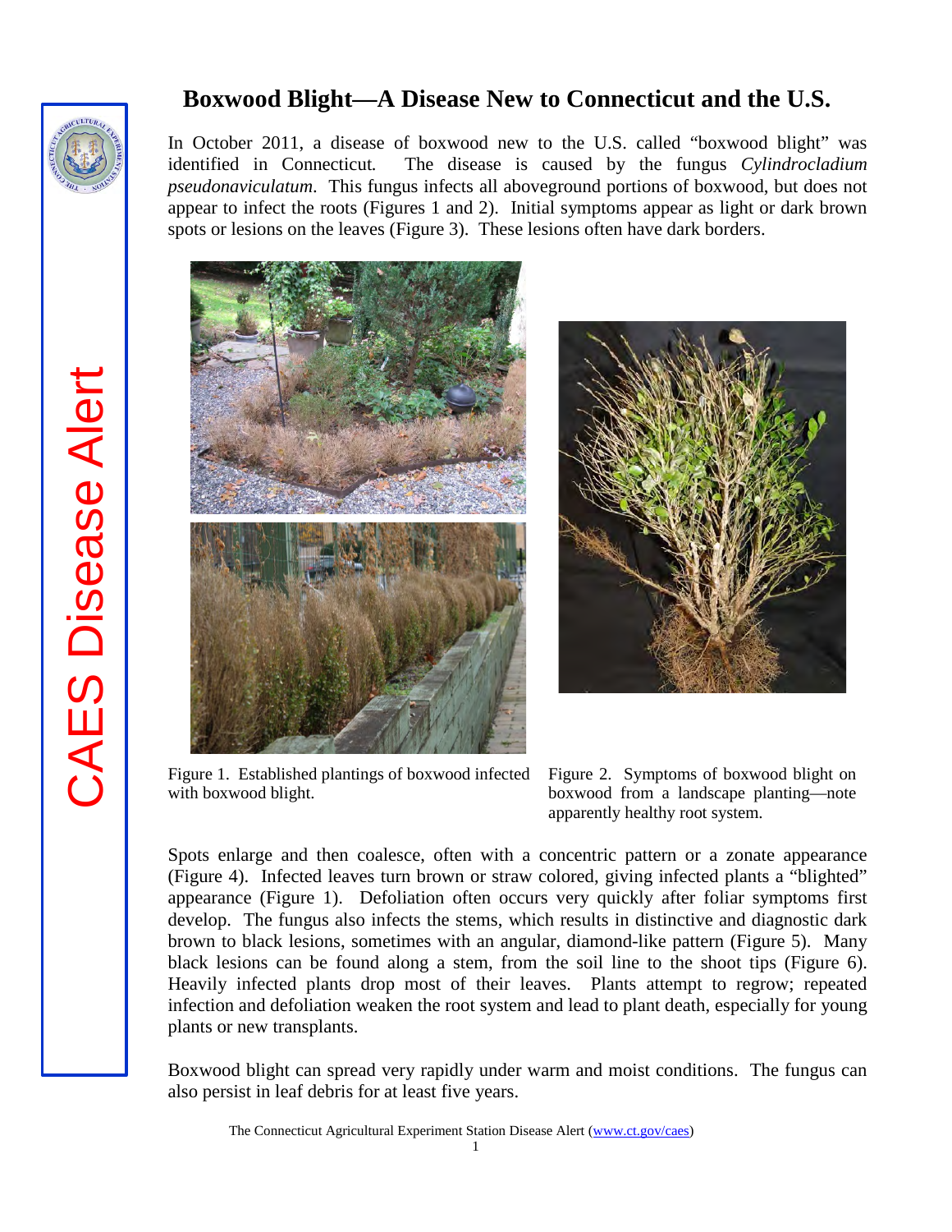# Boxwood Blight—A Disease New to Connecticut and the U.S.

CAES Disease Alert

In October 2011, a disease of boxwood new to the U.S. called "boxwood blight" was identified in Connecticut. The disease is caused by the fungus *Cylindrocladium pseudonaviculatum*. This fungus infects all aboveground portions of boxwood, but does not appear to infect the roots (Figures 1 and 2). Initial symptoms appear as light or dark brown spots or lesions on the leaves (Figure 3). These lesions often have dark borders.

Figure 1. Established plantings of boxwood infected with boxwood blight.

Figure 2. Symptoms of boxwood blight on boxwood from a landscape planting—note apparently healthy root system.

Spots enlarge and then coalesce, often with a concentric pattern or a zonate appearance (Figure 4). Infected leaves turn brown or straw colored, giving infected plants a "blighted" appearance (Figure 1). Defoliation often occurs very quickly after foliar symptoms first develop. The fungus also infects the stems, which results in distinctive and diagnostic dark brown to black lesions, sometimes with an angular, diamond-like pattern (Figure 5). Many black lesions can be found along a stem, from the soil line to the shoot tips (Figure 6). Heavily infected plants drop most of their leaves. Plants attempt to regrow; repeated infection and defoliation weaken the root system and lead to plant death, especially for young plants or new transplants.

Boxwood blight can spread very rapidly under warm and moist conditions. The fungus can also persist in leaf debris for at least five years.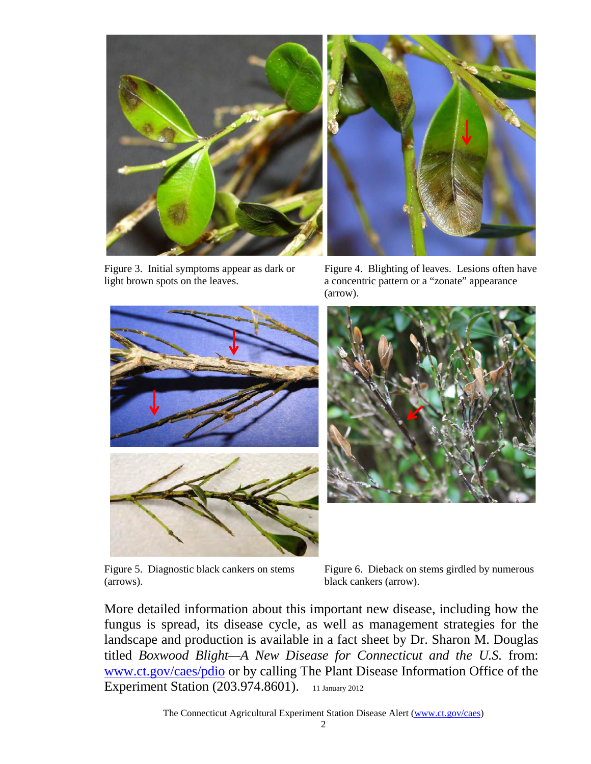Figure 3. Initial symptoms appear as dark or light brown spots on the leaves.

Figure 4. Blighting of leaves. Lesions often have a concentric pattern or a "zonate" appearance (arrow).

Figure 5. Diagnostic black cankers on stems (arrows).

Figure 6. Dieback on stems girdled by numerous black cankers (arrow).

More detailed information about this important new disease, including how the fungus is spread, its disease cycle, as well as management strategies for the landscape and production is available in a fact sheet by Dr. Sharon M. Douglas titled *Boxwood Blight—A New Disease for Connecticut and the U.S.* from: [www.ct.gov/caes/pdio](www.ct.gov/caes/pdio) or by calling The Plant Disease Information Office of the Experiment Station (203.974.8601). 11 January 2012

The Connecticut Agricultural Experiment Station Disease Alert ([www.ct.gov/caes](www.ct.gov/caes))